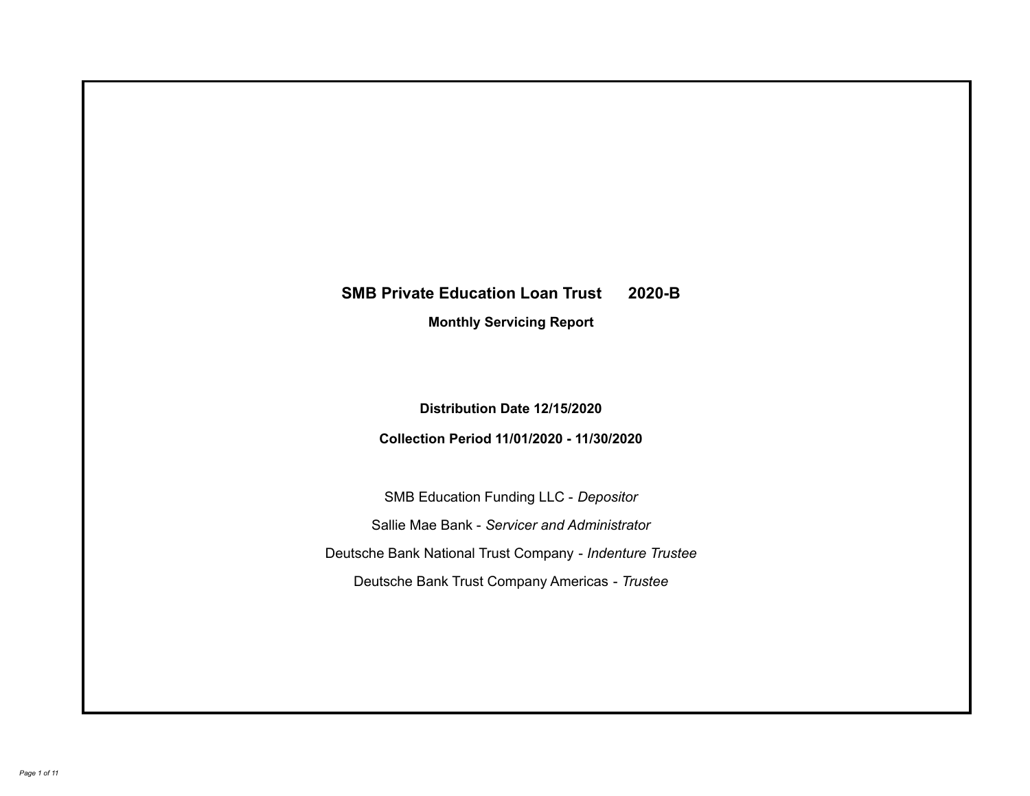# SMB Private Education Loan Trust 2020-B

**Monthly Servicing Report**

**Distribution Date 12/15/2020**

**Collection Period 11/01/2020 - 11/30/2020**

SMB Education Funding LLC - *Depositor*

Sallie Mae Bank - *Servicer and Administrator*

Deutsche Bank National Trust Company - *Indenture Trustee*

Deutsche Bank Trust Company Americas - *Trustee*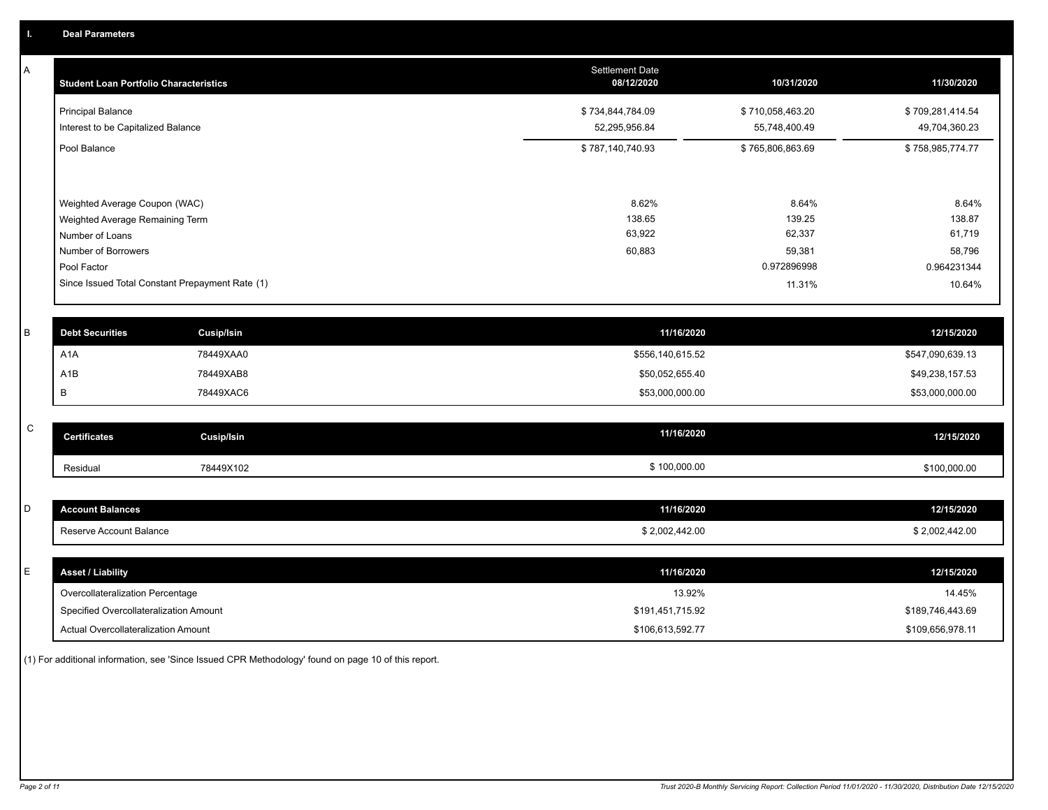## I. Deal Parameters

### A

| Student Loan Portfolio Characteristics | Settlement Date 08/12/2020 | 10/31/2020 | 11/30/2020 |
|---|---|---|---|
| Principal Balance | $ 734,844,784.09 | $ 710,058,463.20 | $ 709,281,414.54 |
| Interest to be Capitalized Balance | 52,295,956.84 | 55,748,400.49 | 49,704,360.23 |
| Pool Balance | $ 787,140,740.93 | $ 765,806,863.69 | $ 758,985,774.77 |
| Weighted Average Coupon (WAC) | 8.62% | 8.64% | 8.64% |
| Weighted Average Remaining Term | 138.65 | 139.25 | 138.87 |
| Number of Loans | 63,922 | 62,337 | 61,719 |
| Number of Borrowers | 60,883 | 59,381 | 58,796 |
| Pool Factor | | 0.972896998 | 0.964231344 |
| Since Issued Total Constant Prepayment Rate (1) | | 11.31% | 10.64% |

### B

| Debt Securities | Cusip/Isin | 11/16/2020 | 12/15/2020 |
|---|---|---|---|
| A1A | 78449XAA0 | $556,140,615.52 | $547,090,639.13 |
| A1B | 78449XAB8 | $50,052,655.40 | $49,238,157.53 |
| B | 78449XAC6 | $53,000,000.00 | $53,000,000.00 |

### C

| Certificates | Cusip/Isin | 11/16/2020 | 12/15/2020 |
|---|---|---|---|
| Residual | 78449X102 | $ 100,000.00 | $100,000.00 |

### D

| Account Balances | 11/16/2020 | 12/15/2020 |
|---|---|---|
| Reserve Account Balance | $ 2,002,442.00 | $ 2,002,442.00 |

### E

| Asset / Liability | 11/16/2020 | 12/15/2020 |
|---|---|---|
| Overcollateralization Percentage | 13.92% | 14.45% |
| Specified Overcollateralization Amount | $191,451,715.92 | $189,746,443.69 |
| Actual Overcollateralization Amount | $106,613,592.77 | $109,656,978.11 |

(1) For additional information, see 'Since Issued CPR Methodology' found on page 10 of this report.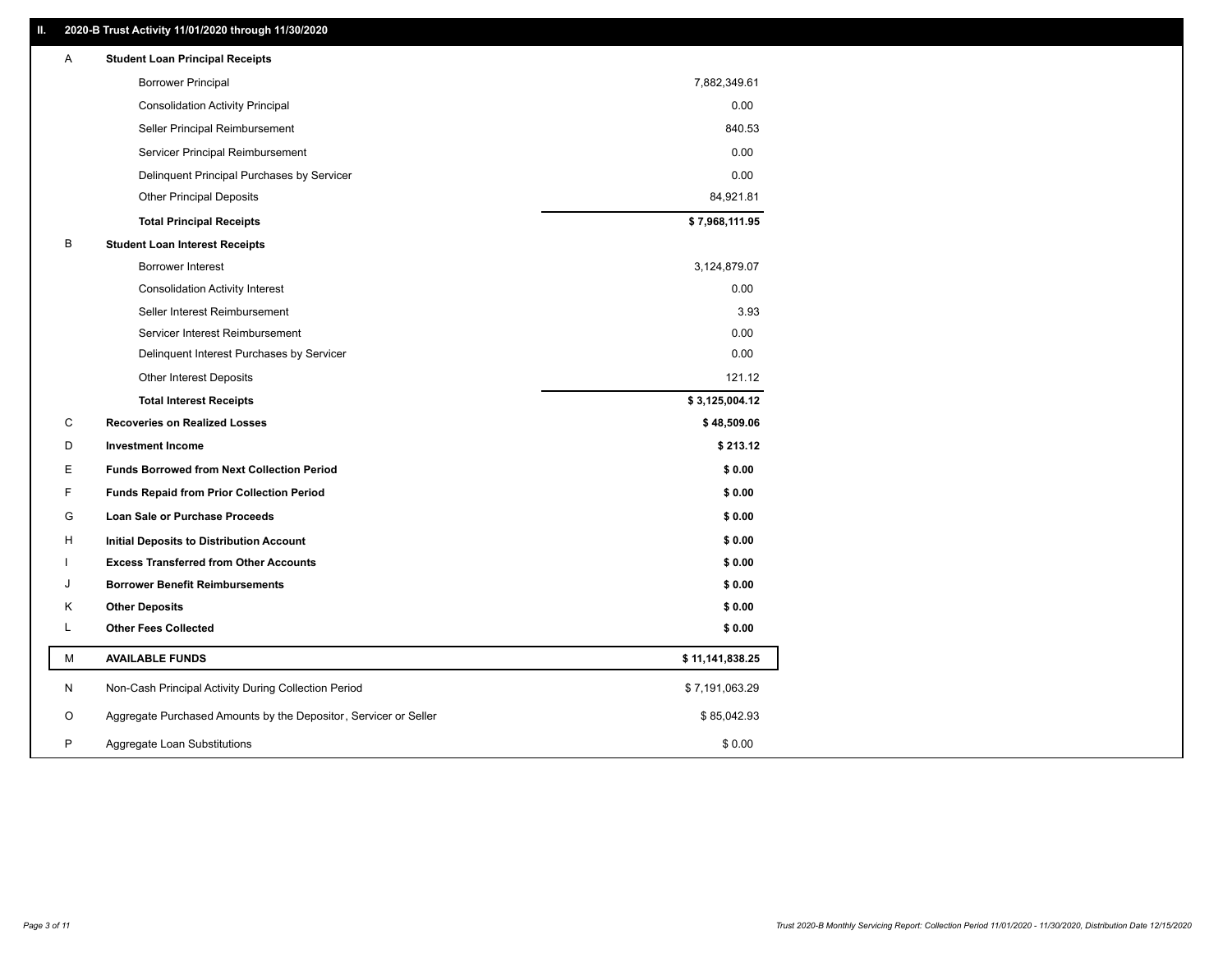## II. 2020-B Trust Activity 11/01/2020 through 11/30/2020

| | | |
|---|---|---|
| A | **Student Loan Principal Receipts** | |
| | Borrower Principal | 7,882,349.61 |
| | Consolidation Activity Principal | 0.00 |
| | Seller Principal Reimbursement | 840.53 |
| | Servicer Principal Reimbursement | 0.00 |
| | Delinquent Principal Purchases by Servicer | 0.00 |
| | Other Principal Deposits | 84,921.81 |
| | **Total Principal Receipts** | **$ 7,968,111.95** |
| B | **Student Loan Interest Receipts** | |
| | Borrower Interest | 3,124,879.07 |
| | Consolidation Activity Interest | 0.00 |
| | Seller Interest Reimbursement | 3.93 |
| | Servicer Interest Reimbursement | 0.00 |
| | Delinquent Interest Purchases by Servicer | 0.00 |
| | Other Interest Deposits | 121.12 |
| | **Total Interest Receipts** | **$ 3,125,004.12** |
| C | **Recoveries on Realized Losses** | **$ 48,509.06** |
| D | **Investment Income** | **$ 213.12** |
| E | **Funds Borrowed from Next Collection Period** | **$ 0.00** |
| F | **Funds Repaid from Prior Collection Period** | **$ 0.00** |
| G | **Loan Sale or Purchase Proceeds** | **$ 0.00** |
| H | **Initial Deposits to Distribution Account** | **$ 0.00** |
| I | **Excess Transferred from Other Accounts** | **$ 0.00** |
| J | **Borrower Benefit Reimbursements** | **$ 0.00** |
| K | **Other Deposits** | **$ 0.00** |
| L | **Other Fees Collected** | **$ 0.00** |
| M | **AVAILABLE FUNDS** | **$ 11,141,838.25** |
| N | Non-Cash Principal Activity During Collection Period | $ 7,191,063.29 |
| O | Aggregate Purchased Amounts by the Depositor, Servicer or Seller | $ 85,042.93 |
| P | Aggregate Loan Substitutions | $ 0.00 |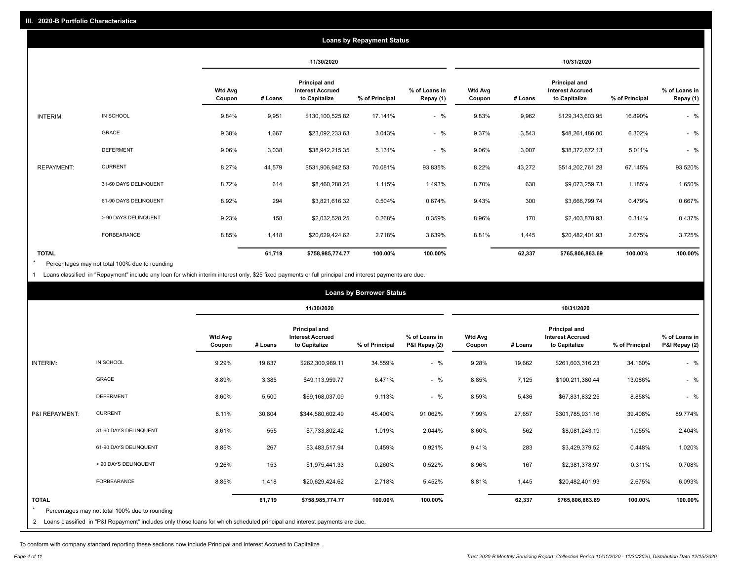## III. 2020-B Portfolio Characteristics

### Loans by Repayment Status

| | | 11/30/2020 | | | | | 10/31/2020 | | | | |
|---|---|---|---|---|---|---|---|---|---|---|---|
| | | Wtd Avg Coupon | # Loans | Principal and Interest Accrued to Capitalize | % of Principal | % of Loans in Repay (1) | Wtd Avg Coupon | # Loans | Principal and Interest Accrued to Capitalize | % of Principal | % of Loans in Repay (1) |
| INTERIM: | IN SCHOOL | 9.84% | 9,951 | $130,100,525.82 | 17.141% | - % | 9.83% | 9,962 | $129,343,603.95 | 16.890% | - % |
| | GRACE | 9.38% | 1,667 | $23,092,233.63 | 3.043% | - % | 9.37% | 3,543 | $48,261,486.00 | 6.302% | - % |
| | DEFERMENT | 9.06% | 3,038 | $38,942,215.35 | 5.131% | - % | 9.06% | 3,007 | $38,372,672.13 | 5.011% | - % |
| REPAYMENT: | CURRENT | 8.27% | 44,579 | $531,906,942.53 | 70.081% | 93.835% | 8.22% | 43,272 | $514,202,761.28 | 67.145% | 93.520% |
| | 31-60 DAYS DELINQUENT | 8.72% | 614 | $8,460,288.25 | 1.115% | 1.493% | 8.70% | 638 | $9,073,259.73 | 1.185% | 1.650% |
| | 61-90 DAYS DELINQUENT | 8.92% | 294 | $3,821,616.32 | 0.504% | 0.674% | 9.43% | 300 | $3,666,799.74 | 0.479% | 0.667% |
| | > 90 DAYS DELINQUENT | 9.23% | 158 | $2,032,528.25 | 0.268% | 0.359% | 8.96% | 170 | $2,403,878.93 | 0.314% | 0.437% |
| | FORBEARANCE | 8.85% | 1,418 | $20,629,424.62 | 2.718% | 3.639% | 8.81% | 1,445 | $20,482,401.93 | 2.675% | 3.725% |
| TOTAL | | | 61,719 | $758,985,774.77 | 100.00% | 100.00% | | 62,337 | $765,806,863.69 | 100.00% | 100.00% |

* Percentages may not total 100% due to rounding

1 Loans classified in "Repayment" include any loan for which interim interest only, $25 fixed payments or full principal and interest payments are due.

### Loans by Borrower Status

| | | 11/30/2020 | | | | | 10/31/2020 | | | | |
|---|---|---|---|---|---|---|---|---|---|---|---|
| | | Wtd Avg Coupon | # Loans | Principal and Interest Accrued to Capitalize | % of Principal | % of Loans in P&I Repay (2) | Wtd Avg Coupon | # Loans | Principal and Interest Accrued to Capitalize | % of Principal | % of Loans in P&I Repay (2) |
| INTERIM: | IN SCHOOL | 9.29% | 19,637 | $262,300,989.11 | 34.559% | - % | 9.28% | 19,662 | $261,603,316.23 | 34.160% | - % |
| | GRACE | 8.89% | 3,385 | $49,113,959.77 | 6.471% | - % | 8.85% | 7,125 | $100,211,380.44 | 13.086% | - % |
| | DEFERMENT | 8.60% | 5,500 | $69,168,037.09 | 9.113% | - % | 8.59% | 5,436 | $67,831,832.25 | 8.858% | - % |
| P&I REPAYMENT: | CURRENT | 8.11% | 30,804 | $344,580,602.49 | 45.400% | 91.062% | 7.99% | 27,657 | $301,785,931.16 | 39.408% | 89.774% |
| | 31-60 DAYS DELINQUENT | 8.61% | 555 | $7,733,802.42 | 1.019% | 2.044% | 8.60% | 562 | $8,081,243.19 | 1.055% | 2.404% |
| | 61-90 DAYS DELINQUENT | 8.85% | 267 | $3,483,517.94 | 0.459% | 0.921% | 9.41% | 283 | $3,429,379.52 | 0.448% | 1.020% |
| | > 90 DAYS DELINQUENT | 9.26% | 153 | $1,975,441.33 | 0.260% | 0.522% | 8.96% | 167 | $2,381,378.97 | 0.311% | 0.708% |
| | FORBEARANCE | 8.85% | 1,418 | $20,629,424.62 | 2.718% | 5.452% | 8.81% | 1,445 | $20,482,401.93 | 2.675% | 6.093% |
| TOTAL | | | 61,719 | $758,985,774.77 | 100.00% | 100.00% | | 62,337 | $765,806,863.69 | 100.00% | 100.00% |

* Percentages may not total 100% due to rounding

2 Loans classified in "P&I Repayment" includes only those loans for which scheduled principal and interest payments are due.

To conform with company standard reporting these sections now include Principal and Interest Accrued to Capitalize .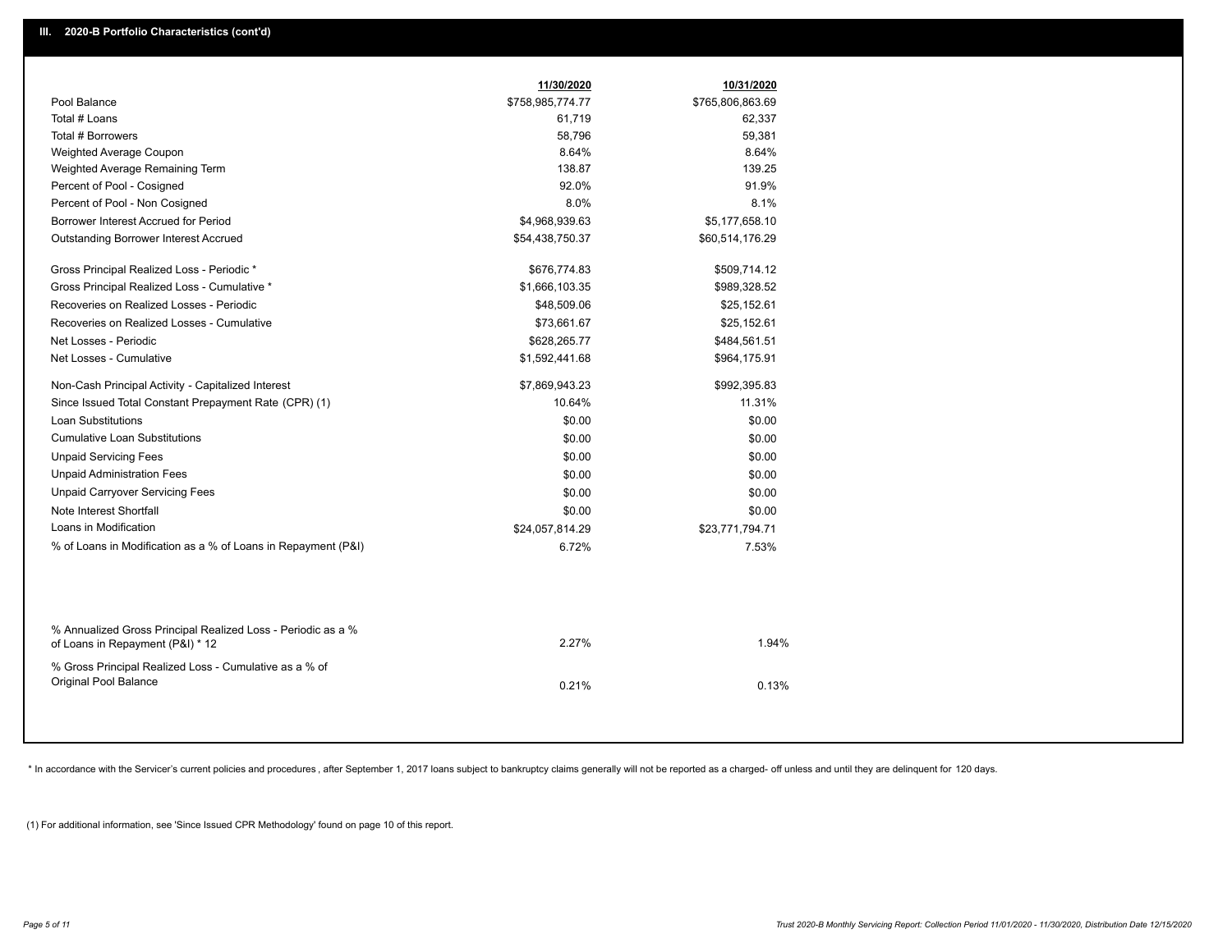## III. 2020-B Portfolio Characteristics (cont'd)

| | 11/30/2020 | 10/31/2020 |
|---|---|---|
| Pool Balance | $758,985,774.77 | $765,806,863.69 |
| Total # Loans | 61,719 | 62,337 |
| Total # Borrowers | 58,796 | 59,381 |
| Weighted Average Coupon | 8.64% | 8.64% |
| Weighted Average Remaining Term | 138.87 | 139.25 |
| Percent of Pool - Cosigned | 92.0% | 91.9% |
| Percent of Pool - Non Cosigned | 8.0% | 8.1% |
| Borrower Interest Accrued for Period | $4,968,939.63 | $5,177,658.10 |
| Outstanding Borrower Interest Accrued | $54,438,750.37 | $60,514,176.29 |
| Gross Principal Realized Loss - Periodic * | $676,774.83 | $509,714.12 |
| Gross Principal Realized Loss - Cumulative * | $1,666,103.35 | $989,328.52 |
| Recoveries on Realized Losses - Periodic | $48,509.06 | $25,152.61 |
| Recoveries on Realized Losses - Cumulative | $73,661.67 | $25,152.61 |
| Net Losses - Periodic | $628,265.77 | $484,561.51 |
| Net Losses - Cumulative | $1,592,441.68 | $964,175.91 |
| Non-Cash Principal Activity - Capitalized Interest | $7,869,943.23 | $992,395.83 |
| Since Issued Total Constant Prepayment Rate (CPR) (1) | 10.64% | 11.31% |
| Loan Substitutions | $0.00 | $0.00 |
| Cumulative Loan Substitutions | $0.00 | $0.00 |
| Unpaid Servicing Fees | $0.00 | $0.00 |
| Unpaid Administration Fees | $0.00 | $0.00 |
| Unpaid Carryover Servicing Fees | $0.00 | $0.00 |
| Note Interest Shortfall | $0.00 | $0.00 |
| Loans in Modification | $24,057,814.29 | $23,771,794.71 |
| % of Loans in Modification as a % of Loans in Repayment (P&I) | 6.72% | 7.53% |
| % Annualized Gross Principal Realized Loss - Periodic as a % of Loans in Repayment (P&I) * 12 | 2.27% | 1.94% |
| % Gross Principal Realized Loss - Cumulative as a % of Original Pool Balance | 0.21% | 0.13% |

* In accordance with the Servicer's current policies and procedures , after September 1, 2017 loans subject to bankruptcy claims generally will not be reported as a charged- off unless and until they are delinquent for 120 days.

(1) For additional information, see 'Since Issued CPR Methodology' found on page 10 of this report.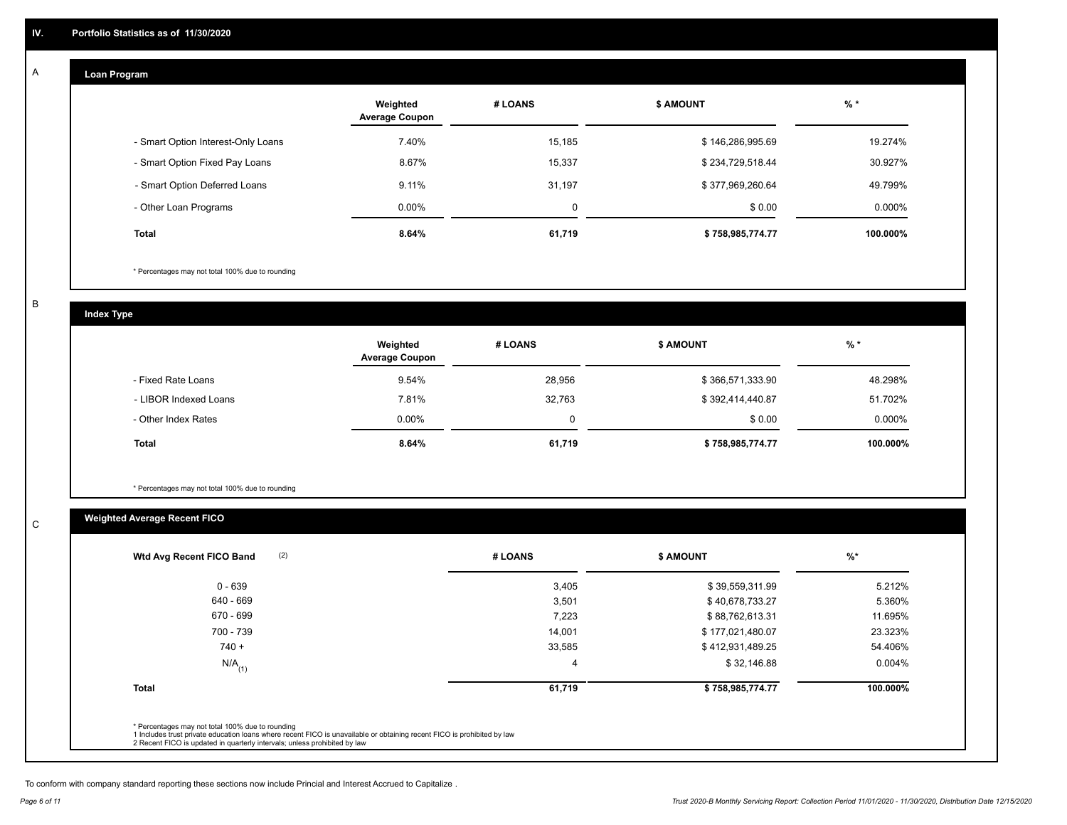## IV. Portfolio Statistics as of 11/30/2020

### A — Loan Program

| | Weighted Average Coupon | # LOANS | $ AMOUNT | % * |
|---|---|---|---|---|
| - Smart Option Interest-Only Loans | 7.40% | 15,185 | $ 146,286,995.69 | 19.274% |
| - Smart Option Fixed Pay Loans | 8.67% | 15,337 | $ 234,729,518.44 | 30.927% |
| - Smart Option Deferred Loans | 9.11% | 31,197 | $ 377,969,260.64 | 49.799% |
| - Other Loan Programs | 0.00% | 0 | $ 0.00 | 0.000% |
| **Total** | **8.64%** | **61,719** | **$ 758,985,774.77** | **100.000%** |

* Percentages may not total 100% due to rounding

### B — Index Type

| | Weighted Average Coupon | # LOANS | $ AMOUNT | % * |
|---|---|---|---|---|
| - Fixed Rate Loans | 9.54% | 28,956 | $ 366,571,333.90 | 48.298% |
| - LIBOR Indexed Loans | 7.81% | 32,763 | $ 392,414,440.87 | 51.702% |
| - Other Index Rates | 0.00% | 0 | $ 0.00 | 0.000% |
| **Total** | **8.64%** | **61,719** | **$ 758,985,774.77** | **100.000%** |

* Percentages may not total 100% due to rounding

### C — Weighted Average Recent FICO

| Wtd Avg Recent FICO Band (2) | # LOANS | $ AMOUNT | %* |
|---|---|---|---|
| 0 - 639 | 3,405 | $ 39,559,311.99 | 5.212% |
| 640 - 669 | 3,501 | $ 40,678,733.27 | 5.360% |
| 670 - 699 | 7,223 | $ 88,762,613.31 | 11.695% |
| 700 - 739 | 14,001 | $ 177,021,480.07 | 23.323% |
| 740 + | 33,585 | $ 412,931,489.25 | 54.406% |
| N/A (1) | 4 | $ 32,146.88 | 0.004% |
| **Total** | **61,719** | **$ 758,985,774.77** | **100.000%** |

* Percentages may not total 100% due to rounding
1 Includes trust private education loans where recent FICO is unavailable or obtaining recent FICO is prohibited by law
2 Recent FICO is updated in quarterly intervals; unless prohibited by law

To conform with company standard reporting these sections now include Princial and Interest Accrued to Capitalize .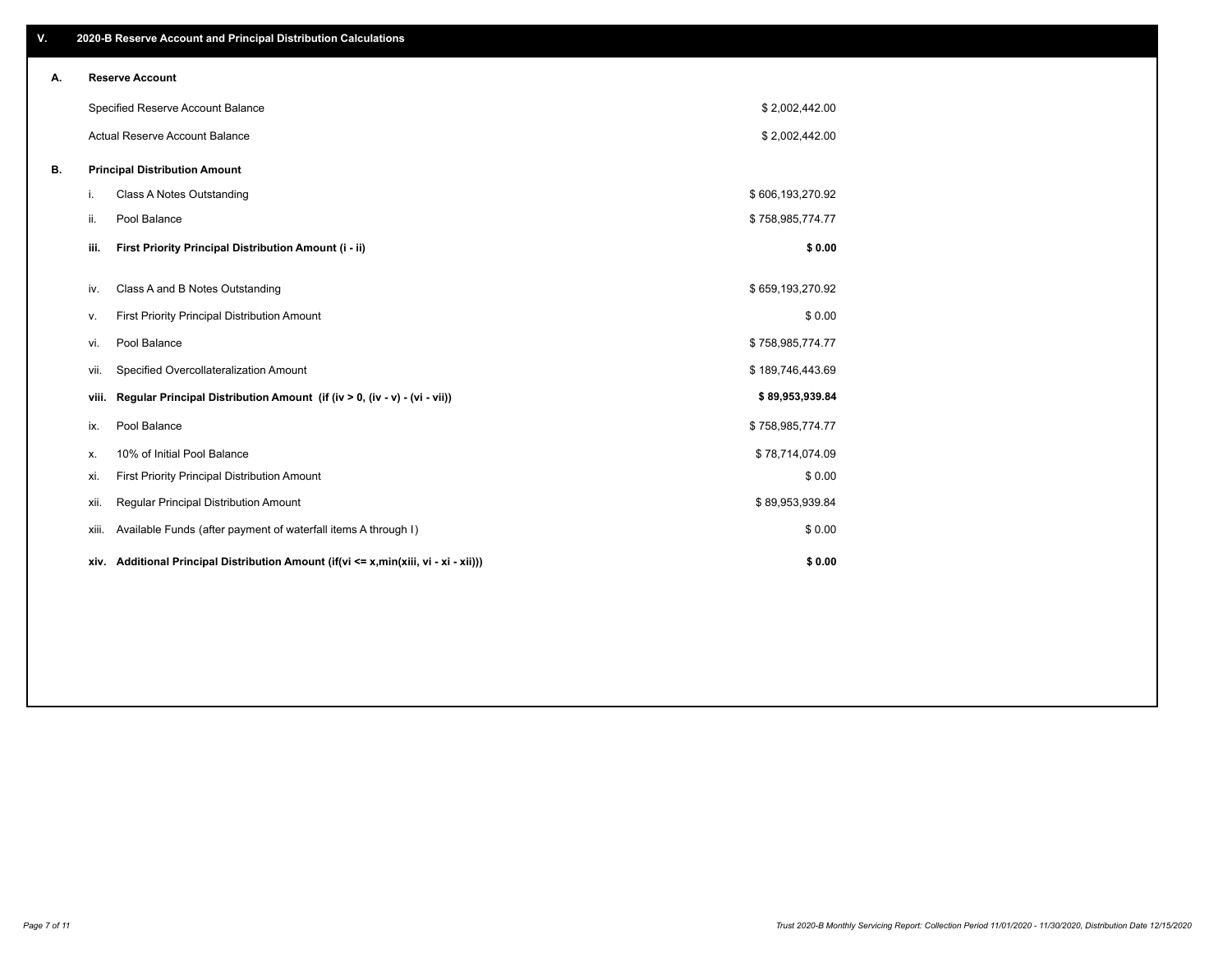## V. 2020-B Reserve Account and Principal Distribution Calculations

### A. Reserve Account

| | |
|---|---|
| Specified Reserve Account Balance | $ 2,002,442.00 |
| Actual Reserve Account Balance | $ 2,002,442.00 |

### B. Principal Distribution Amount

| | | |
|---|---|---|
| i. | Class A Notes Outstanding | $ 606,193,270.92 |
| ii. | Pool Balance | $ 758,985,774.77 |
| **iii.** | **First Priority Principal Distribution Amount (i - ii)** | **$ 0.00** |
| iv. | Class A and B Notes Outstanding | $ 659,193,270.92 |
| v. | First Priority Principal Distribution Amount | $ 0.00 |
| vi. | Pool Balance | $ 758,985,774.77 |
| vii. | Specified Overcollateralization Amount | $ 189,746,443.69 |
| **viii.** | **Regular Principal Distribution Amount (if (iv > 0, (iv - v) - (vi - vii))** | **$ 89,953,939.84** |
| ix. | Pool Balance | $ 758,985,774.77 |
| x. | 10% of Initial Pool Balance | $ 78,714,074.09 |
| xi. | First Priority Principal Distribution Amount | $ 0.00 |
| xii. | Regular Principal Distribution Amount | $ 89,953,939.84 |
| xiii. | Available Funds (after payment of waterfall items A through I) | $ 0.00 |
| **xiv.** | **Additional Principal Distribution Amount (if(vi <= x,min(xiii, vi - xi - xii)))** | **$ 0.00** |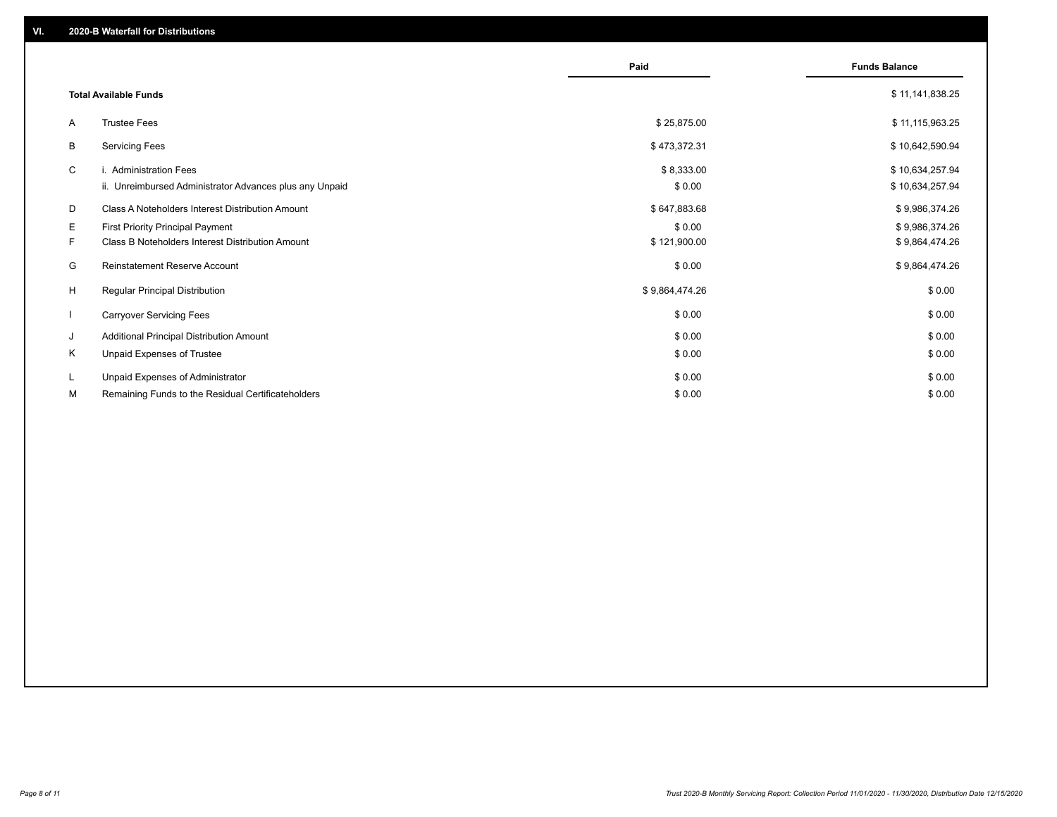## VI. 2020-B Waterfall for Distributions

| | | Paid | Funds Balance |
|---|---|---|---|
| | **Total Available Funds** | | $ 11,141,838.25 |
| A | Trustee Fees | $ 25,875.00 | $ 11,115,963.25 |
| B | Servicing Fees | $ 473,372.31 | $ 10,642,590.94 |
| C | i. Administration Fees | $ 8,333.00 | $ 10,634,257.94 |
| | ii. Unreimbursed Administrator Advances plus any Unpaid | $ 0.00 | $ 10,634,257.94 |
| D | Class A Noteholders Interest Distribution Amount | $ 647,883.68 | $ 9,986,374.26 |
| E | First Priority Principal Payment | $ 0.00 | $ 9,986,374.26 |
| F | Class B Noteholders Interest Distribution Amount | $ 121,900.00 | $ 9,864,474.26 |
| G | Reinstatement Reserve Account | $ 0.00 | $ 9,864,474.26 |
| H | Regular Principal Distribution | $ 9,864,474.26 | $ 0.00 |
| I | Carryover Servicing Fees | $ 0.00 | $ 0.00 |
| J | Additional Principal Distribution Amount | $ 0.00 | $ 0.00 |
| K | Unpaid Expenses of Trustee | $ 0.00 | $ 0.00 |
| L | Unpaid Expenses of Administrator | $ 0.00 | $ 0.00 |
| M | Remaining Funds to the Residual Certificateholders | $ 0.00 | $ 0.00 |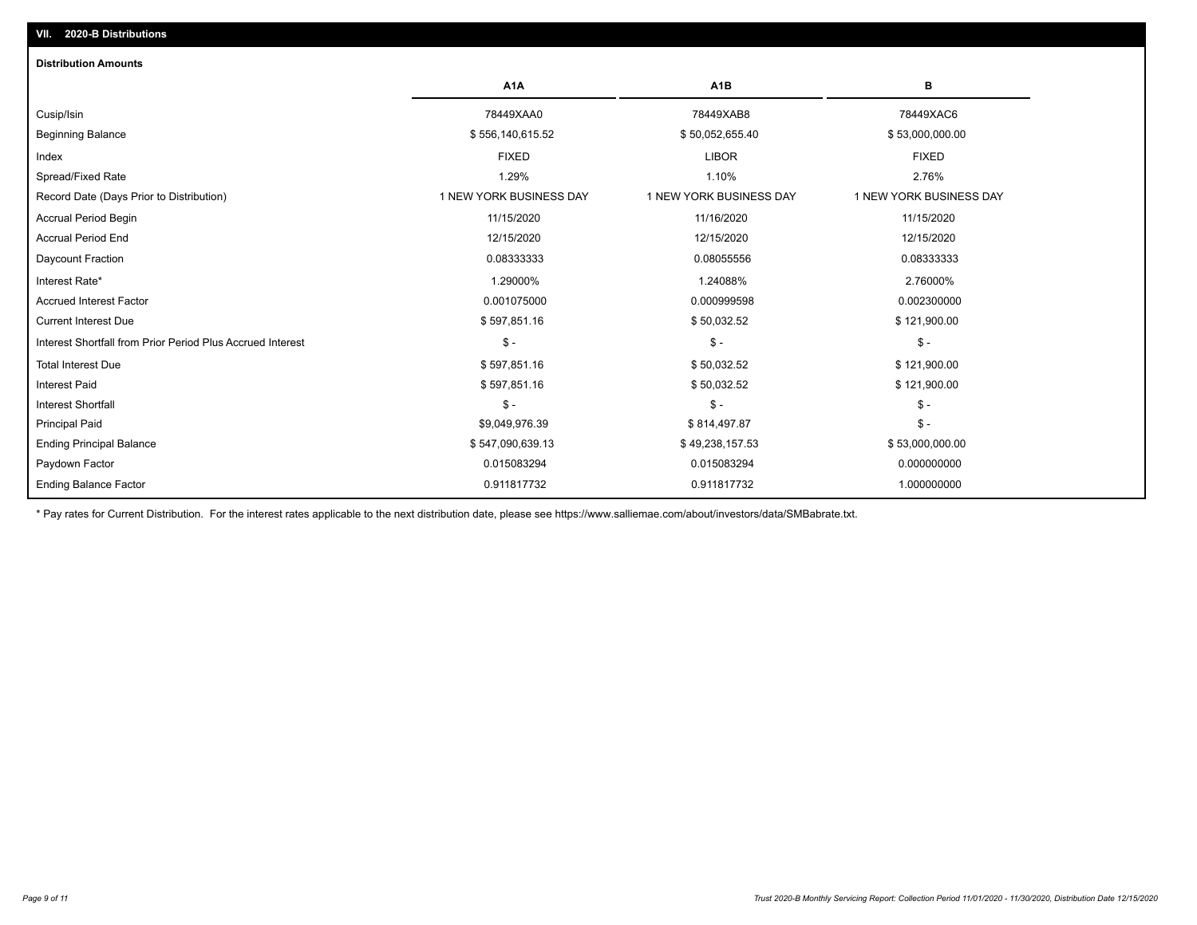## VII. 2020-B Distributions

### Distribution Amounts

| | A1A | A1B | B |
|---|---|---|---|
| Cusip/Isin | 78449XAA0 | 78449XAB8 | 78449XAC6 |
| Beginning Balance | $ 556,140,615.52 | $ 50,052,655.40 | $ 53,000,000.00 |
| Index | FIXED | LIBOR | FIXED |
| Spread/Fixed Rate | 1.29% | 1.10% | 2.76% |
| Record Date (Days Prior to Distribution) | 1 NEW YORK BUSINESS DAY | 1 NEW YORK BUSINESS DAY | 1 NEW YORK BUSINESS DAY |
| Accrual Period Begin | 11/15/2020 | 11/16/2020 | 11/15/2020 |
| Accrual Period End | 12/15/2020 | 12/15/2020 | 12/15/2020 |
| Daycount Fraction | 0.08333333 | 0.08055556 | 0.08333333 |
| Interest Rate* | 1.29000% | 1.24088% | 2.76000% |
| Accrued Interest Factor | 0.001075000 | 0.000999598 | 0.002300000 |
| Current Interest Due | $ 597,851.16 | $ 50,032.52 | $ 121,900.00 |
| Interest Shortfall from Prior Period Plus Accrued Interest | $ - | $ - | $ - |
| Total Interest Due | $ 597,851.16 | $ 50,032.52 | $ 121,900.00 |
| Interest Paid | $ 597,851.16 | $ 50,032.52 | $ 121,900.00 |
| Interest Shortfall | $ - | $ - | $ - |
| Principal Paid | $9,049,976.39 | $ 814,497.87 | $ - |
| Ending Principal Balance | $ 547,090,639.13 | $ 49,238,157.53 | $ 53,000,000.00 |
| Paydown Factor | 0.015083294 | 0.015083294 | 0.000000000 |
| Ending Balance Factor | 0.911817732 | 0.911817732 | 1.000000000 |

* Pay rates for Current Distribution. For the interest rates applicable to the next distribution date, please see https://www.salliemae.com/about/investors/data/SMBabrate.txt.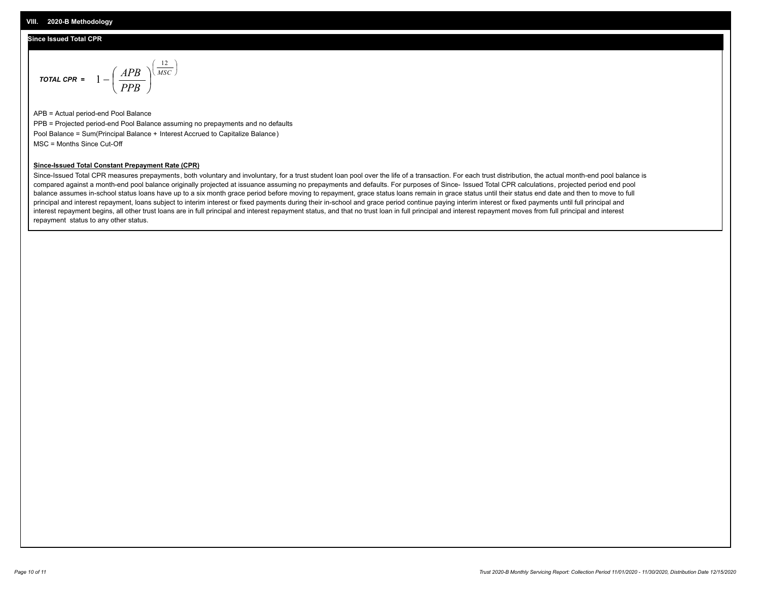## VIII. 2020-B Methodology

### Since Issued Total CPR

$$\textbf{\textit{TOTAL CPR}} = \quad 1 - \left( \frac{APB}{PPB} \right)^{\left( \frac{12}{MSC} \right)}$$

APB = Actual period-end Pool Balance

PPB = Projected period-end Pool Balance assuming no prepayments and no defaults

Pool Balance = Sum(Principal Balance + Interest Accrued to Capitalize Balance)

MSC = Months Since Cut-Off

**Since-Issued Total Constant Prepayment Rate (CPR)**

Since-Issued Total CPR measures prepayments, both voluntary and involuntary, for a trust student loan pool over the life of a transaction. For each trust distribution, the actual month-end pool balance is compared against a month-end pool balance originally projected at issuance assuming no prepayments and defaults. For purposes of Since- Issued Total CPR calculations, projected period end pool balance assumes in-school status loans have up to a six month grace period before moving to repayment, grace status loans remain in grace status until their status end date and then to move to full principal and interest repayment, loans subject to interim interest or fixed payments during their in-school and grace period continue paying interim interest or fixed payments until full principal and interest repayment begins, all other trust loans are in full principal and interest repayment status, and that no trust loan in full principal and interest repayment moves from full principal and interest repayment status to any other status.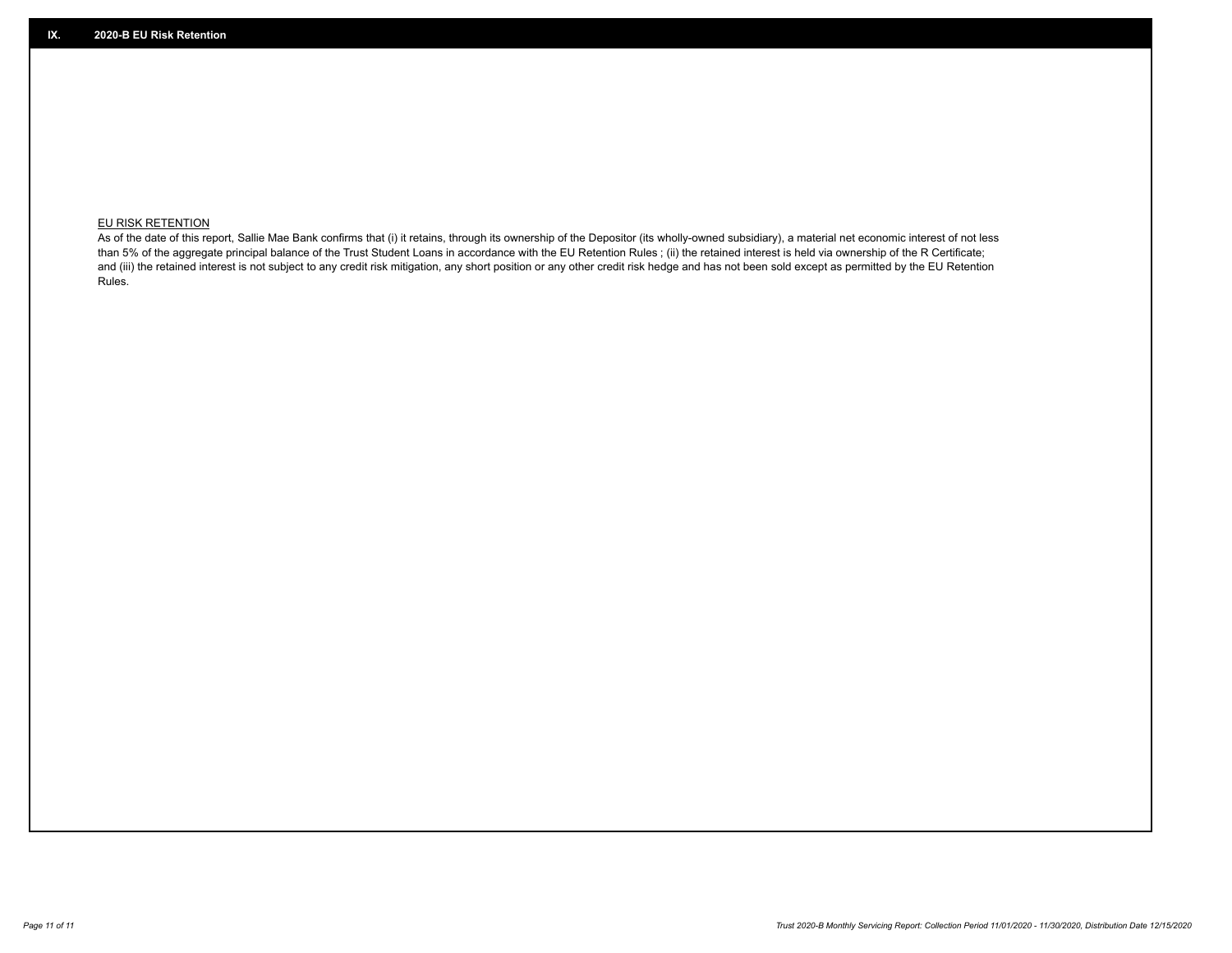## IX. 2020-B EU Risk Retention

EU RISK RETENTION

As of the date of this report, Sallie Mae Bank confirms that (i) it retains, through its ownership of the Depositor (its wholly-owned subsidiary), a material net economic interest of not less than 5% of the aggregate principal balance of the Trust Student Loans in accordance with the EU Retention Rules ; (ii) the retained interest is held via ownership of the R Certificate; and (iii) the retained interest is not subject to any credit risk mitigation, any short position or any other credit risk hedge and has not been sold except as permitted by the EU Retention Rules.